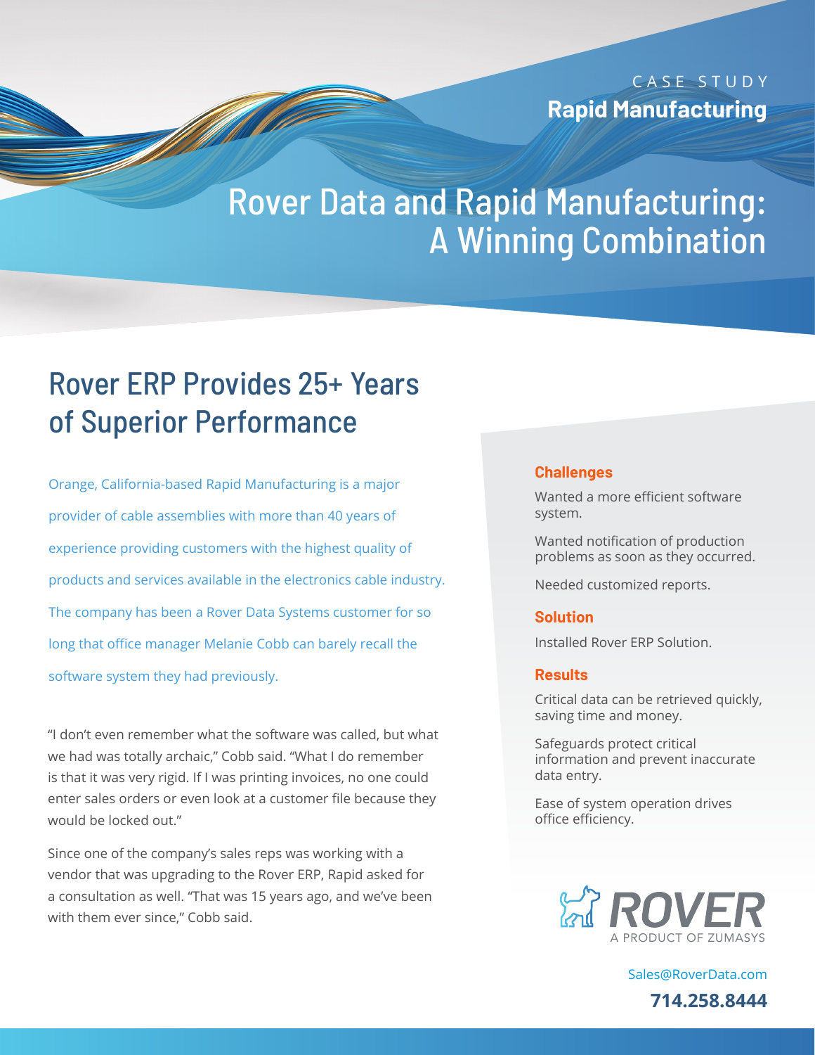CASE STUDY

**Rapid Manufacturing**

# Rover Data and Rapid Manufacturing: A Winning Combination

## Rover ERP Provides 25+ Years of Superior Performance

Orange, California-based Rapid Manufacturing is a major provider of cable assemblies with more than 40 years of experience providing customers with the highest quality of products and services available in the electronics cable industry. The company has been a Rover Data Systems customer for so long that office manager Melanie Cobb can barely recall the software system they had previously.

"I don't even remember what the software was called, but what we had was totally archaic," Cobb said. "What I do remember is that it was very rigid. If I was printing invoices, no one could enter sales orders or even look at a customer file because they would be locked out."

Since one of the company's sales reps was working with a vendor that was upgrading to the Rover ERP, Rapid asked for a consultation as well. "That was 15 years ago, and we've been with them ever since," Cobb said.

### Challenges

Wanted a more efficient software system.

Wanted notification of production problems as soon as they occurred.

Needed customized reports.

### Solution

Installed Rover ERP Solution.

### Results

Critical data can be retrieved quickly, saving time and money.

Safeguards protect critical information and prevent inaccurate data entry.

Ease of system operation drives office efficiency.

ROVER
A PRODUCT OF ZUMASYS

Sales@RoverData.com

**714.258.8444**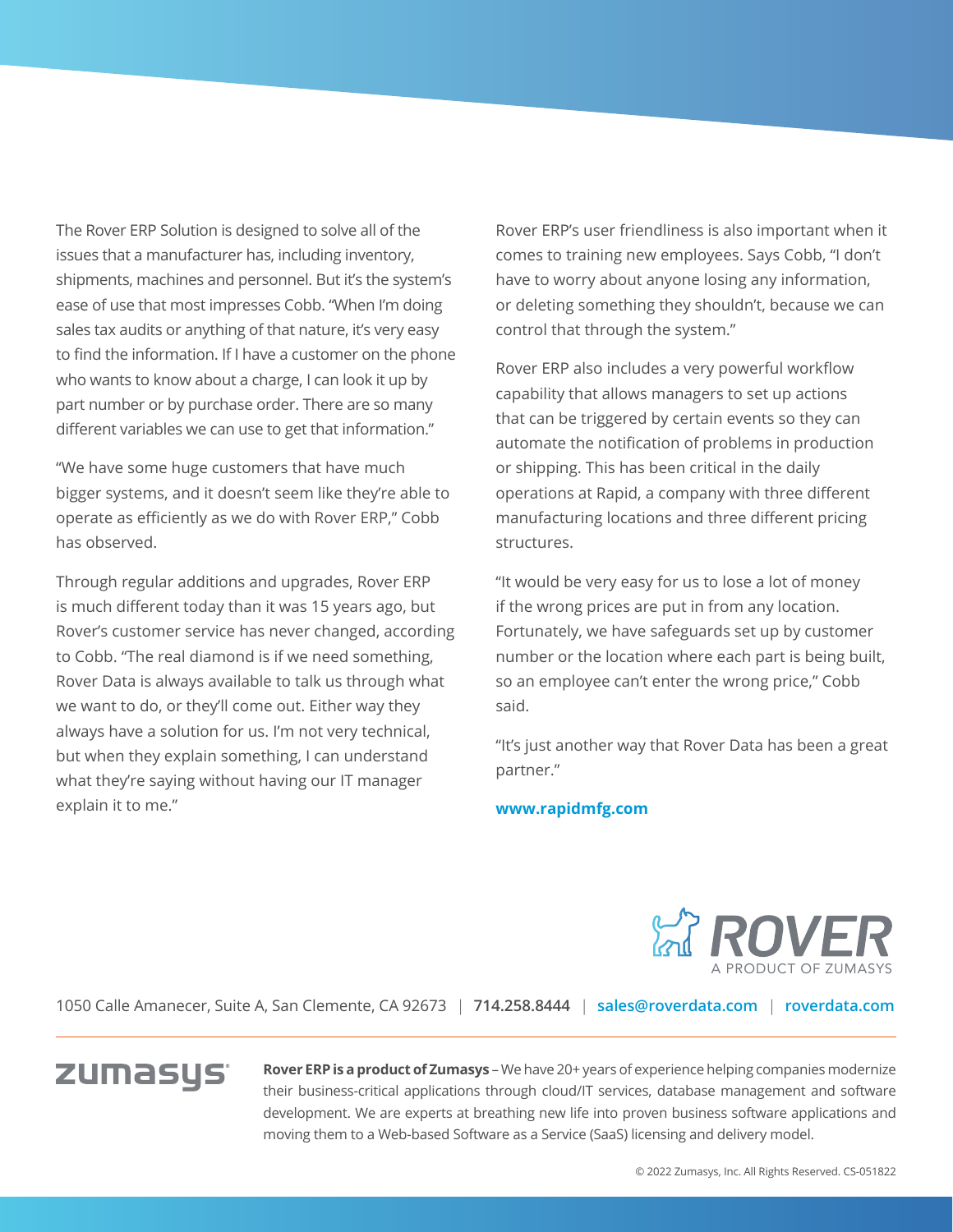The Rover ERP Solution is designed to solve all of the issues that a manufacturer has, including inventory, shipments, machines and personnel. But it's the system's ease of use that most impresses Cobb. "When I'm doing sales tax audits or anything of that nature, it's very easy to find the information. If I have a customer on the phone who wants to know about a charge, I can look it up by part number or by purchase order. There are so many different variables we can use to get that information."

"We have some huge customers that have much bigger systems, and it doesn't seem like they're able to operate as efficiently as we do with Rover ERP," Cobb has observed.

Through regular additions and upgrades, Rover ERP is much different today than it was 15 years ago, but Rover's customer service has never changed, according to Cobb. "The real diamond is if we need something, Rover Data is always available to talk us through what we want to do, or they'll come out. Either way they always have a solution for us. I'm not very technical, but when they explain something, I can understand what they're saying without having our IT manager explain it to me."

Rover ERP's user friendliness is also important when it comes to training new employees. Says Cobb, "I don't have to worry about anyone losing any information, or deleting something they shouldn't, because we can control that through the system."

Rover ERP also includes a very powerful workflow capability that allows managers to set up actions that can be triggered by certain events so they can automate the notification of problems in production or shipping. This has been critical in the daily operations at Rapid, a company with three different manufacturing locations and three different pricing structures.

"It would be very easy for us to lose a lot of money if the wrong prices are put in from any location. Fortunately, we have safeguards set up by customer number or the location where each part is being built, so an employee can't enter the wrong price," Cobb said.

"It's just another way that Rover Data has been a great partner."

**www.rapidmfg.com**

ROVER
A PRODUCT OF ZUMASYS

1050 Calle Amanecer, Suite A, San Clemente, CA 92673 | **714.258.8444** | **sales@roverdata.com** | **roverdata.com**

zumasys

**Rover ERP is a product of Zumasys** – We have 20+ years of experience helping companies modernize their business-critical applications through cloud/IT services, database management and software development. We are experts at breathing new life into proven business software applications and moving them to a Web-based Software as a Service (SaaS) licensing and delivery model.

© 2022 Zumasys, Inc. All Rights Reserved. CS-051822